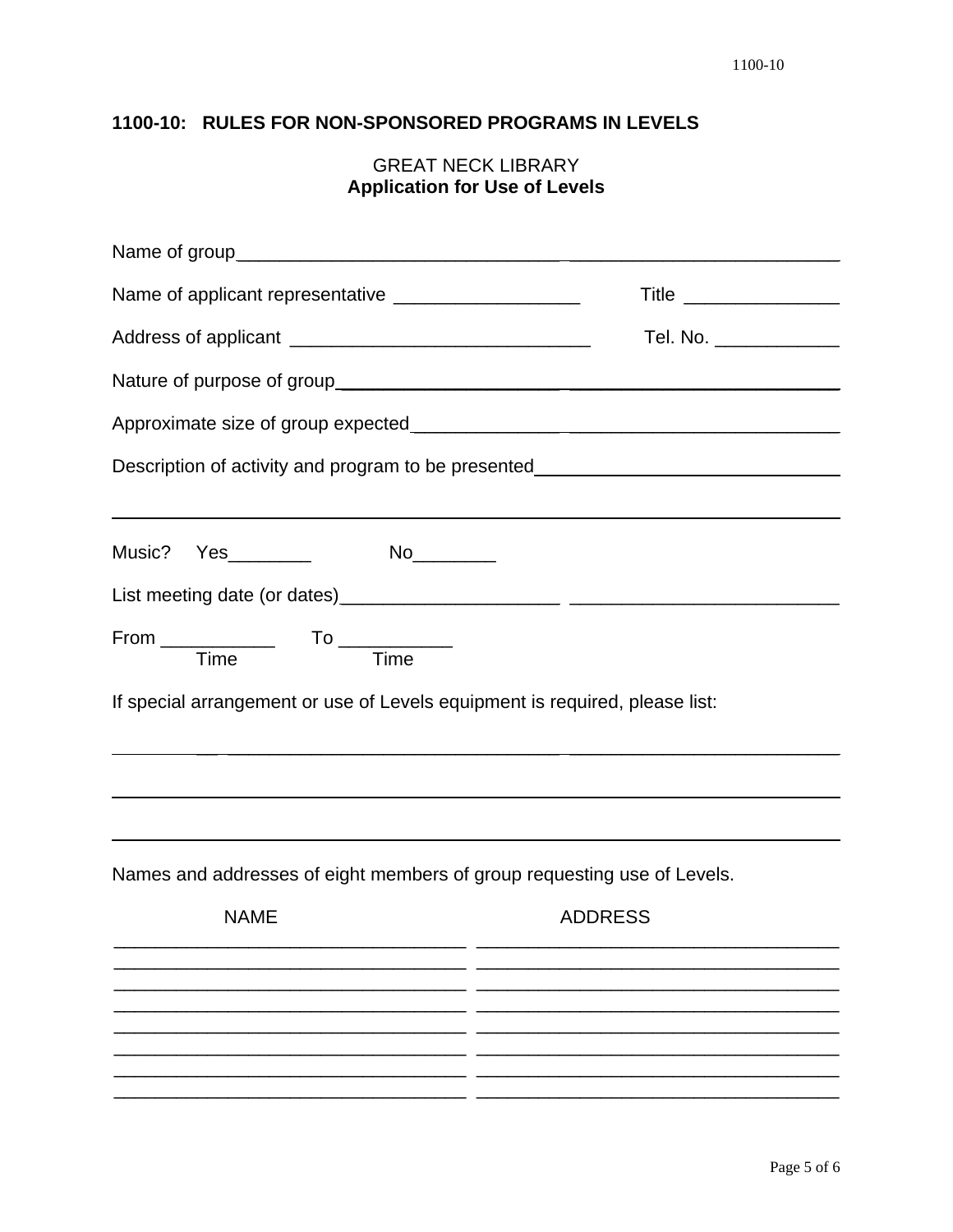## 1100-10: RULES FOR NON-SPONSORED PROGRAMS IN LEVELS

GREAT NECK LIBRARY
**Application for Use of Levels**

Name of group___________________________________________________________

Name of applicant representative __________________ Title _______________

Address of applicant _____________________________ Tel. No. ____________

Nature of purpose of group______________________________________________

Approximate size of group expected_______________________________________

Description of activity and program to be presented__________________________

_______________________________________________________________________

Music? Yes________ No________

List meeting date (or dates)_____________________________________________

From ___________ To ___________
Time Time

If special arrangement or use of Levels equipment is required, please list:

_______________________________________________________________________

_______________________________________________________________________

_______________________________________________________________________

Names and addresses of eight members of group requesting use of Levels.

| NAME | ADDRESS |
|---|---|
| ________________________________ | ________________________________ |
| ________________________________ | ________________________________ |
| ________________________________ | ________________________________ |
| ________________________________ | ________________________________ |
| ________________________________ | ________________________________ |
| ________________________________ | ________________________________ |
| ________________________________ | ________________________________ |
| ________________________________ | ________________________________ |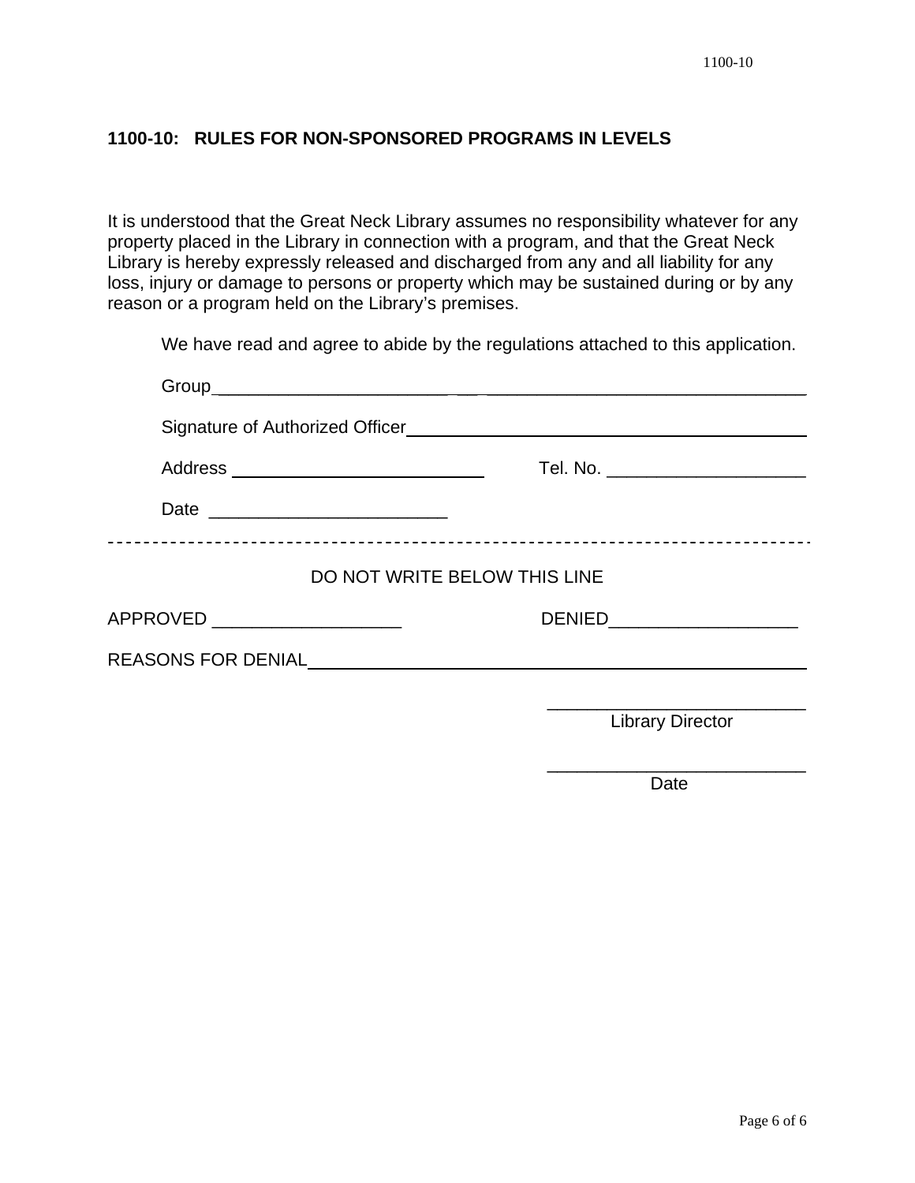## 1100-10: RULES FOR NON-SPONSORED PROGRAMS IN LEVELS

It is understood that the Great Neck Library assumes no responsibility whatever for any property placed in the Library in connection with a program, and that the Great Neck Library is hereby expressly released and discharged from any and all liability for any loss, injury or damage to persons or property which may be sustained during or by any reason or a program held on the Library's premises.

We have read and agree to abide by the regulations attached to this application.

Group_______________________________________________________________

Signature of Authorized Officer___________________________________________

Address ___________________________ Tel. No. ____________________

Date ________________________

---

DO NOT WRITE BELOW THIS LINE

APPROVED ___________________ DENIED___________________

REASONS FOR DENIAL___________________________________________________

__________________________
Library Director

__________________________
Date